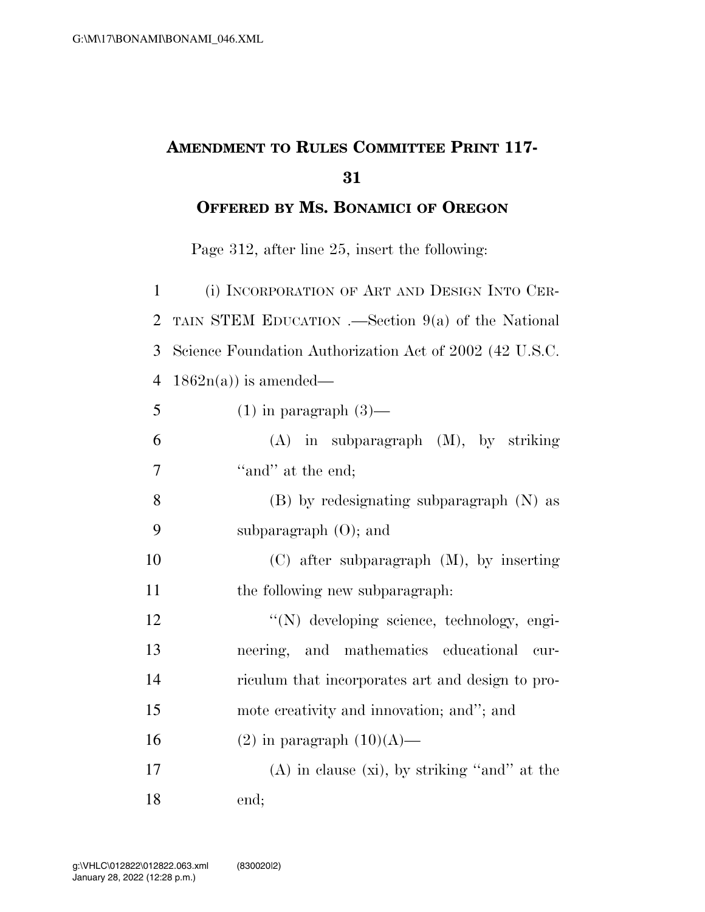# AMENDMENT TO RULES COMMITTEE PRINT 117-31

## OFFERED BY MS. BONAMICI OF OREGON

Page 312, after line 25, insert the following:

1 (i) INCORPORATION OF ART AND DESIGN INTO CER-
2 TAIN STEM EDUCATION .—Section 9(a) of the National
3 Science Foundation Authorization Act of 2002 (42 U.S.C.
4 1862n(a)) is amended—

5 (1) in paragraph (3)—

6 (A) in subparagraph (M), by striking
7 ''and'' at the end;

8 (B) by redesignating subparagraph (N) as
9 subparagraph (O); and

10 (C) after subparagraph (M), by inserting
11 the following new subparagraph:

12 ''(N) developing science, technology, engi-
13 neering, and mathematics educational cur-
14 riculum that incorporates art and design to pro-
15 mote creativity and innovation; and''; and

16 (2) in paragraph (10)(A)—

17 (A) in clause (xi), by striking ''and'' at the
18 end;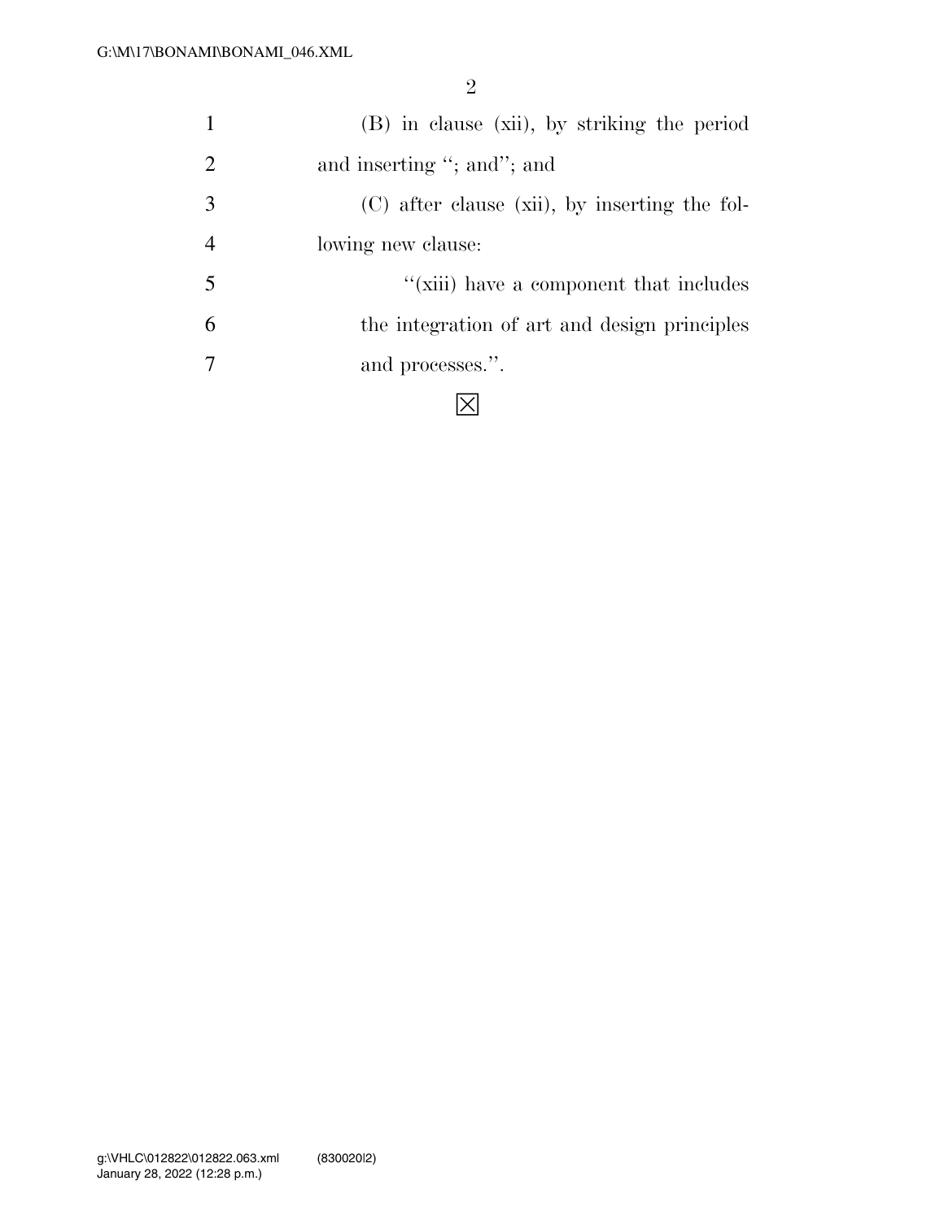(B) in clause (xii), by striking the period and inserting ''; and''; and

(C) after clause (xii), by inserting the following new clause:

''(xiii) have a component that includes the integration of art and design principles and processes.''.

☒